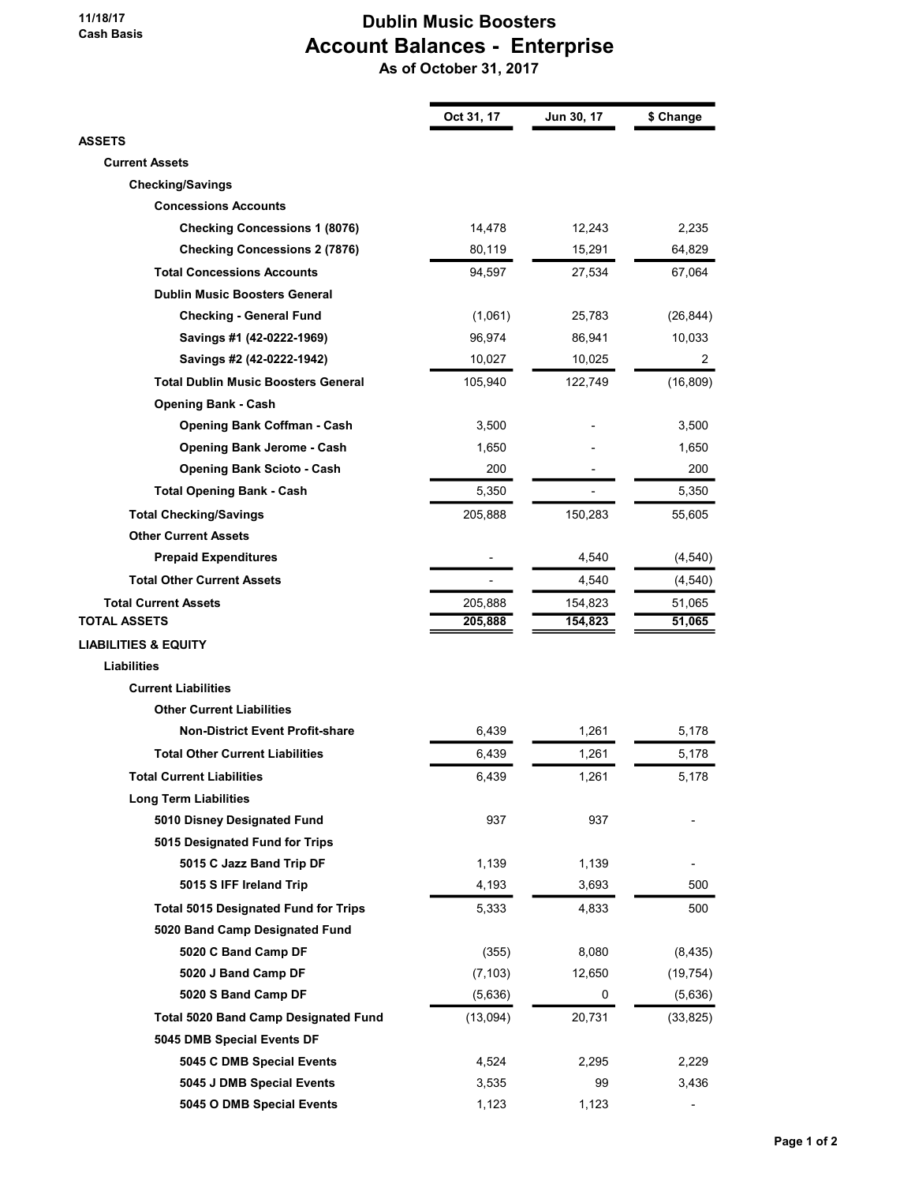11/18/17
Cash Basis

# Dublin Music Boosters
## Account Balances - Enterprise
### As of October 31, 2017

| | Oct 31, 17 | Jun 30, 17 | $ Change |
|---|---|---|---|
| **ASSETS** | | | |
| **Current Assets** | | | |
| **Checking/Savings** | | | |
| **Concessions Accounts** | | | |
| **Checking Concessions 1 (8076)** | 14,478 | 12,243 | 2,235 |
| **Checking Concessions 2 (7876)** | 80,119 | 15,291 | 64,829 |
| **Total Concessions Accounts** | 94,597 | 27,534 | 67,064 |
| **Dublin Music Boosters General** | | | |
| **Checking - General Fund** | (1,061) | 25,783 | (26,844) |
| **Savings #1 (42-0222-1969)** | 96,974 | 86,941 | 10,033 |
| **Savings #2 (42-0222-1942)** | 10,027 | 10,025 | 2 |
| **Total Dublin Music Boosters General** | 105,940 | 122,749 | (16,809) |
| **Opening Bank - Cash** | | | |
| **Opening Bank Coffman - Cash** | 3,500 | - | 3,500 |
| **Opening Bank Jerome - Cash** | 1,650 | - | 1,650 |
| **Opening Bank Scioto - Cash** | 200 | - | 200 |
| **Total Opening Bank - Cash** | 5,350 | - | 5,350 |
| **Total Checking/Savings** | 205,888 | 150,283 | 55,605 |
| **Other Current Assets** | | | |
| **Prepaid Expenditures** | - | 4,540 | (4,540) |
| **Total Other Current Assets** | - | 4,540 | (4,540) |
| **Total Current Assets** | 205,888 | 154,823 | 51,065 |
| **TOTAL ASSETS** | 205,888 | 154,823 | 51,065 |
| **LIABILITIES & EQUITY** | | | |
| **Liabilities** | | | |
| **Current Liabilities** | | | |
| **Other Current Liabilities** | | | |
| **Non-District Event Profit-share** | 6,439 | 1,261 | 5,178 |
| **Total Other Current Liabilities** | 6,439 | 1,261 | 5,178 |
| **Total Current Liabilities** | 6,439 | 1,261 | 5,178 |
| **Long Term Liabilities** | | | |
| **5010 Disney Designated Fund** | 937 | 937 | - |
| **5015 Designated Fund for Trips** | | | |
| **5015 C Jazz Band Trip DF** | 1,139 | 1,139 | - |
| **5015 S IFF Ireland Trip** | 4,193 | 3,693 | 500 |
| **Total 5015 Designated Fund for Trips** | 5,333 | 4,833 | 500 |
| **5020 Band Camp Designated Fund** | | | |
| **5020 C Band Camp DF** | (355) | 8,080 | (8,435) |
| **5020 J Band Camp DF** | (7,103) | 12,650 | (19,754) |
| **5020 S Band Camp DF** | (5,636) | 0 | (5,636) |
| **Total 5020 Band Camp Designated Fund** | (13,094) | 20,731 | (33,825) |
| **5045 DMB Special Events DF** | | | |
| **5045 C DMB Special Events** | 4,524 | 2,295 | 2,229 |
| **5045 J DMB Special Events** | 3,535 | 99 | 3,436 |
| **5045 O DMB Special Events** | 1,123 | 1,123 | - |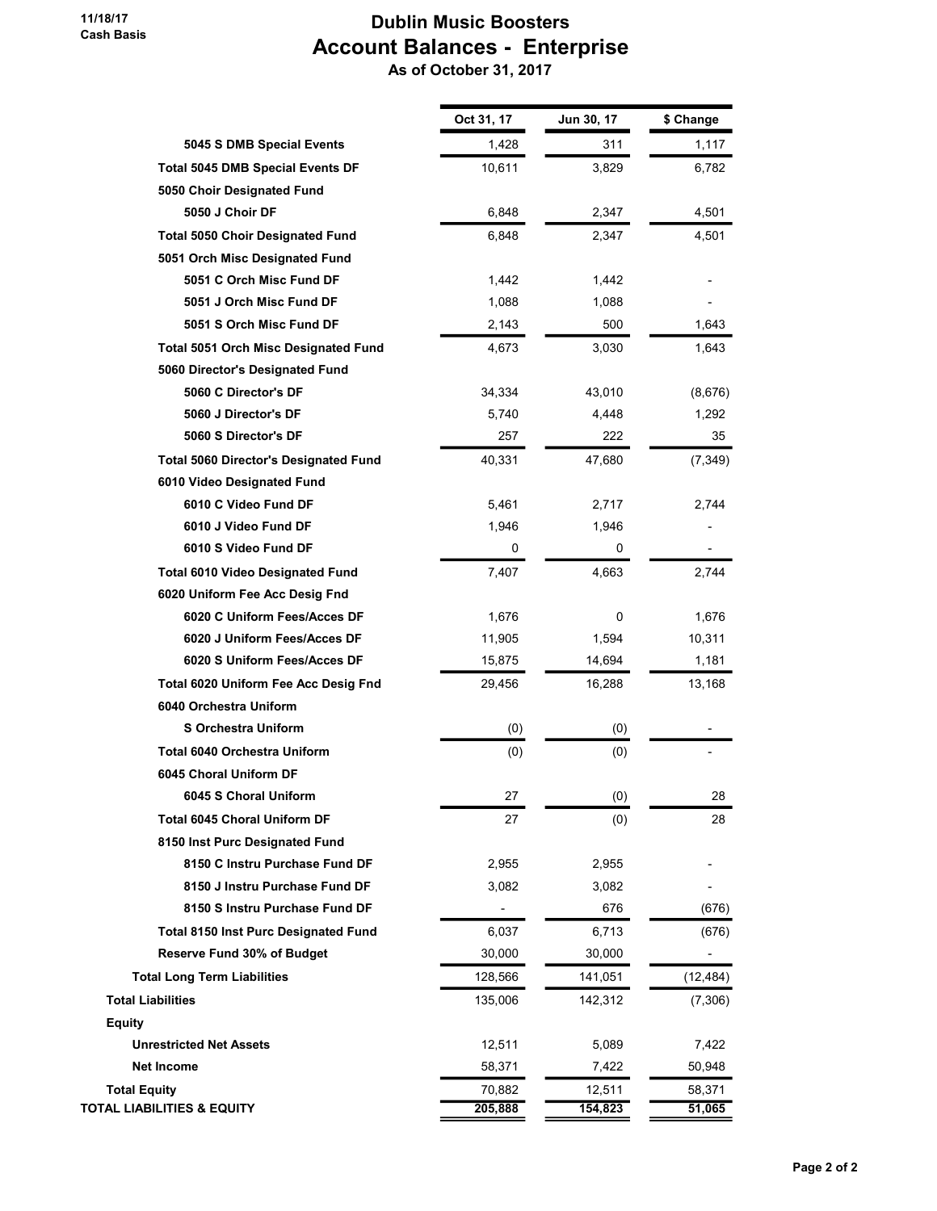11/18/17
Cash Basis

# Dublin Music Boosters
## Account Balances - Enterprise
### As of October 31, 2017

| | Oct 31, 17 | Jun 30, 17 | $ Change |
|---|---|---|---|
| 5045 S DMB Special Events | 1,428 | 311 | 1,117 |
| Total 5045 DMB Special Events DF | 10,611 | 3,829 | 6,782 |
| 5050 Choir Designated Fund | | | |
| 5050 J Choir DF | 6,848 | 2,347 | 4,501 |
| Total 5050 Choir Designated Fund | 6,848 | 2,347 | 4,501 |
| 5051 Orch Misc Designated Fund | | | |
| 5051 C Orch Misc Fund DF | 1,442 | 1,442 | - |
| 5051 J Orch Misc Fund DF | 1,088 | 1,088 | - |
| 5051 S Orch Misc Fund DF | 2,143 | 500 | 1,643 |
| Total 5051 Orch Misc Designated Fund | 4,673 | 3,030 | 1,643 |
| 5060 Director's Designated Fund | | | |
| 5060 C Director's DF | 34,334 | 43,010 | (8,676) |
| 5060 J Director's DF | 5,740 | 4,448 | 1,292 |
| 5060 S Director's DF | 257 | 222 | 35 |
| Total 5060 Director's Designated Fund | 40,331 | 47,680 | (7,349) |
| 6010 Video Designated Fund | | | |
| 6010 C Video Fund DF | 5,461 | 2,717 | 2,744 |
| 6010 J Video Fund DF | 1,946 | 1,946 | - |
| 6010 S Video Fund DF | 0 | 0 | - |
| Total 6010 Video Designated Fund | 7,407 | 4,663 | 2,744 |
| 6020 Uniform Fee Acc Desig Fnd | | | |
| 6020 C Uniform Fees/Acces DF | 1,676 | 0 | 1,676 |
| 6020 J Uniform Fees/Acces DF | 11,905 | 1,594 | 10,311 |
| 6020 S Uniform Fees/Acces DF | 15,875 | 14,694 | 1,181 |
| Total 6020 Uniform Fee Acc Desig Fnd | 29,456 | 16,288 | 13,168 |
| 6040 Orchestra Uniform | | | |
| S Orchestra Uniform | (0) | (0) | - |
| Total 6040 Orchestra Uniform | (0) | (0) | - |
| 6045 Choral Uniform DF | | | |
| 6045 S Choral Uniform | 27 | (0) | 28 |
| Total 6045 Choral Uniform DF | 27 | (0) | 28 |
| 8150 Inst Purc Designated Fund | | | |
| 8150 C Instru Purchase Fund DF | 2,955 | 2,955 | - |
| 8150 J Instru Purchase Fund DF | 3,082 | 3,082 | - |
| 8150 S Instru Purchase Fund DF | - | 676 | (676) |
| Total 8150 Inst Purc Designated Fund | 6,037 | 6,713 | (676) |
| Reserve Fund 30% of Budget | 30,000 | 30,000 | - |
| Total Long Term Liabilities | 128,566 | 141,051 | (12,484) |
| Total Liabilities | 135,006 | 142,312 | (7,306) |
| Equity | | | |
| Unrestricted Net Assets | 12,511 | 5,089 | 7,422 |
| Net Income | 58,371 | 7,422 | 50,948 |
| Total Equity | 70,882 | 12,511 | 58,371 |
| TOTAL LIABILITIES & EQUITY | 205,888 | 154,823 | 51,065 |